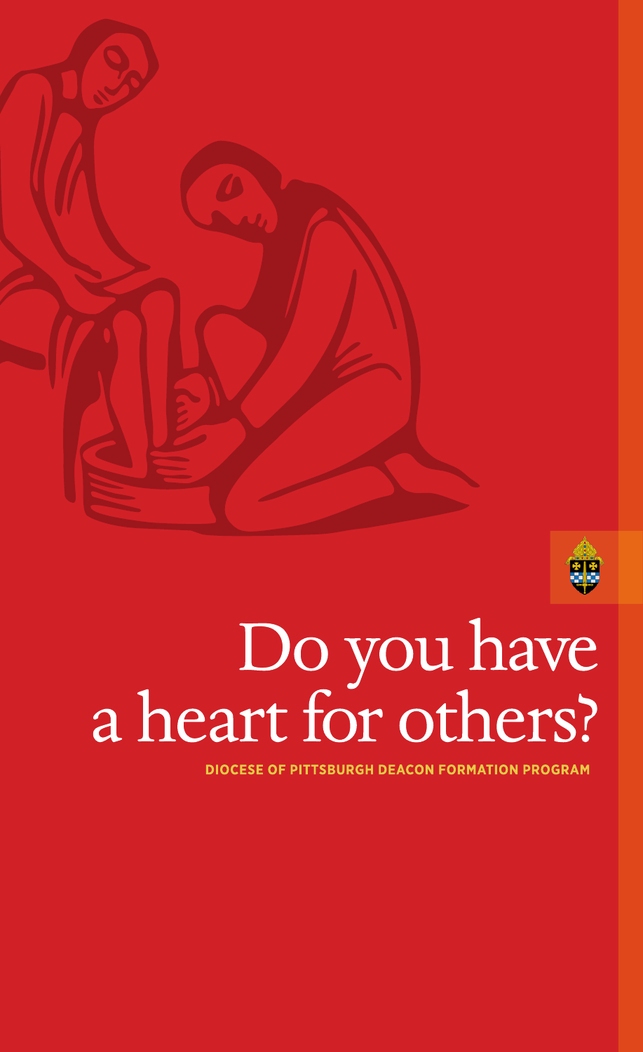# Do you have a heart for others?

**DIOCESE OF PITTSBURGH DEACON FORMATION PROGRAM**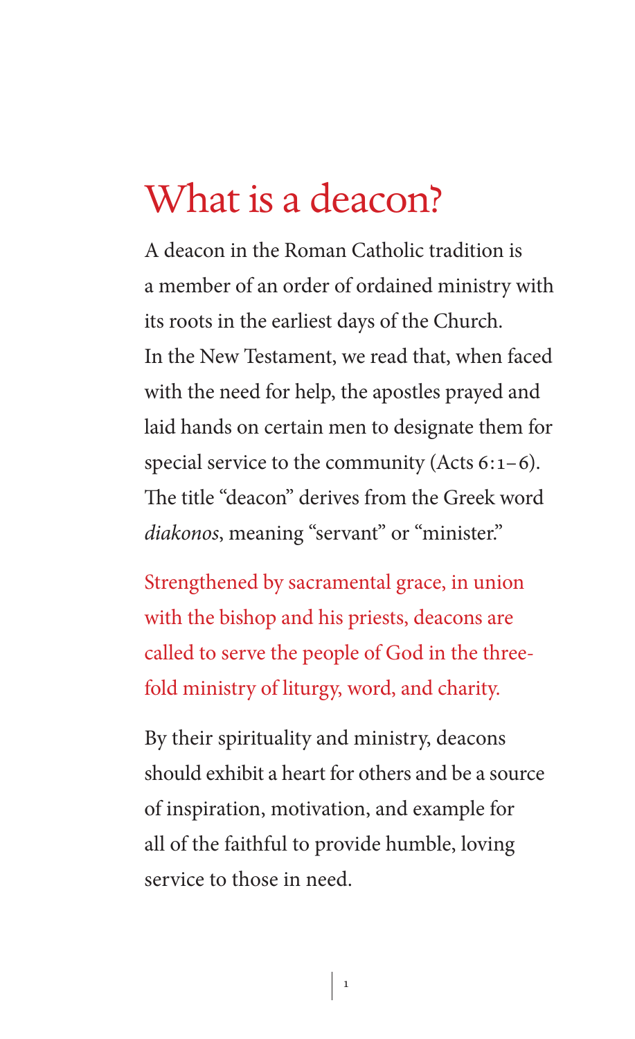# What is a deacon?

A deacon in the Roman Catholic tradition is a member of an order of ordained ministry with its roots in the earliest days of the Church. In the New Testament, we read that, when faced with the need for help, the apostles prayed and laid hands on certain men to designate them for special service to the community (Acts 6:1–6). The title "deacon" derives from the Greek word *diakonos*, meaning "servant" or "minister."

Strengthened by sacramental grace, in union with the bishop and his priests, deacons are called to serve the people of God in the three-fold ministry of liturgy, word, and charity.

By their spirituality and ministry, deacons should exhibit a heart for others and be a source of inspiration, motivation, and example for all of the faithful to provide humble, loving service to those in need.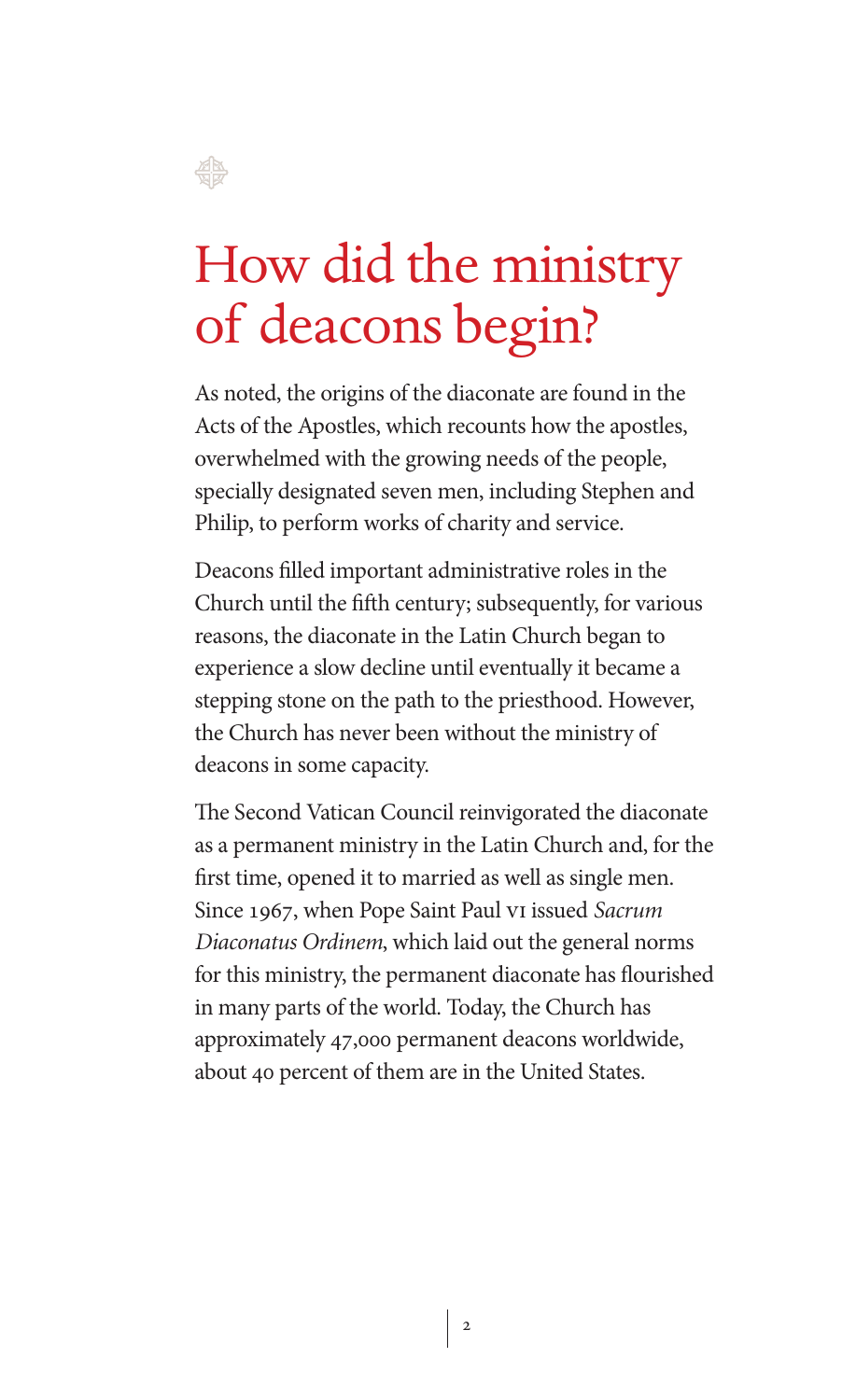# How did the ministry of deacons begin?

As noted, the origins of the diaconate are found in the Acts of the Apostles, which recounts how the apostles, overwhelmed with the growing needs of the people, specially designated seven men, including Stephen and Philip, to perform works of charity and service.

Deacons filled important administrative roles in the Church until the fifth century; subsequently, for various reasons, the diaconate in the Latin Church began to experience a slow decline until eventually it became a stepping stone on the path to the priesthood. However, the Church has never been without the ministry of deacons in some capacity.

The Second Vatican Council reinvigorated the diaconate as a permanent ministry in the Latin Church and, for the first time, opened it to married as well as single men. Since 1967, when Pope Saint Paul VI issued *Sacrum Diaconatus Ordinem*, which laid out the general norms for this ministry, the permanent diaconate has flourished in many parts of the world. Today, the Church has approximately 47,000 permanent deacons worldwide, about 40 percent of them are in the United States.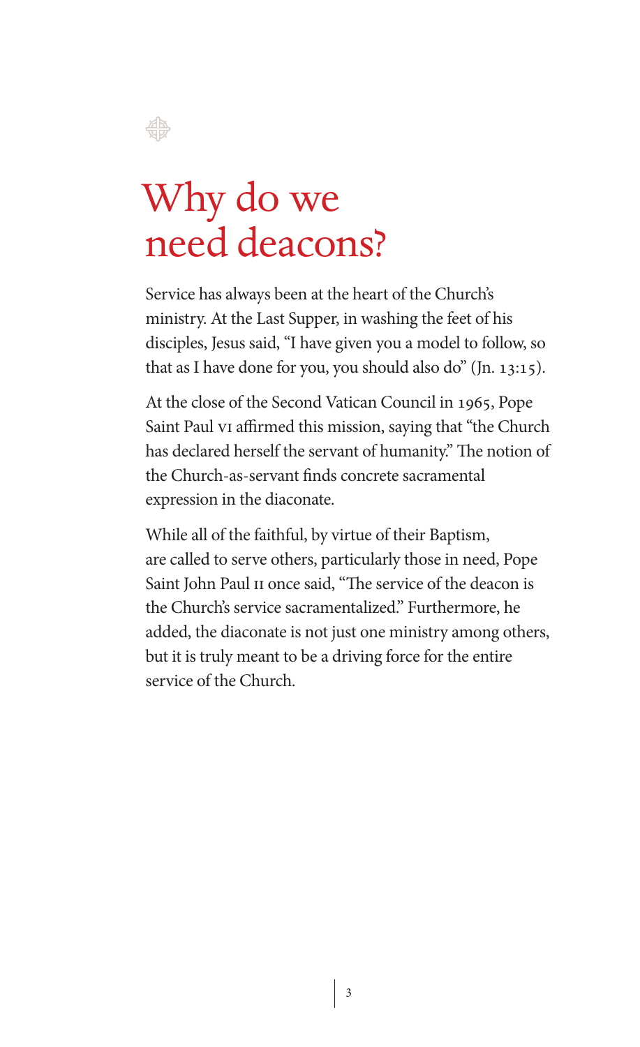# Why do we need deacons?

Service has always been at the heart of the Church's ministry. At the Last Supper, in washing the feet of his disciples, Jesus said, "I have given you a model to follow, so that as I have done for you, you should also do" (Jn. 13:15).

At the close of the Second Vatican Council in 1965, Pope Saint Paul VI affirmed this mission, saying that "the Church has declared herself the servant of humanity." The notion of the Church-as-servant finds concrete sacramental expression in the diaconate.

While all of the faithful, by virtue of their Baptism, are called to serve others, particularly those in need, Pope Saint John Paul II once said, "The service of the deacon is the Church's service sacramentalized." Furthermore, he added, the diaconate is not just one ministry among others, but it is truly meant to be a driving force for the entire service of the Church.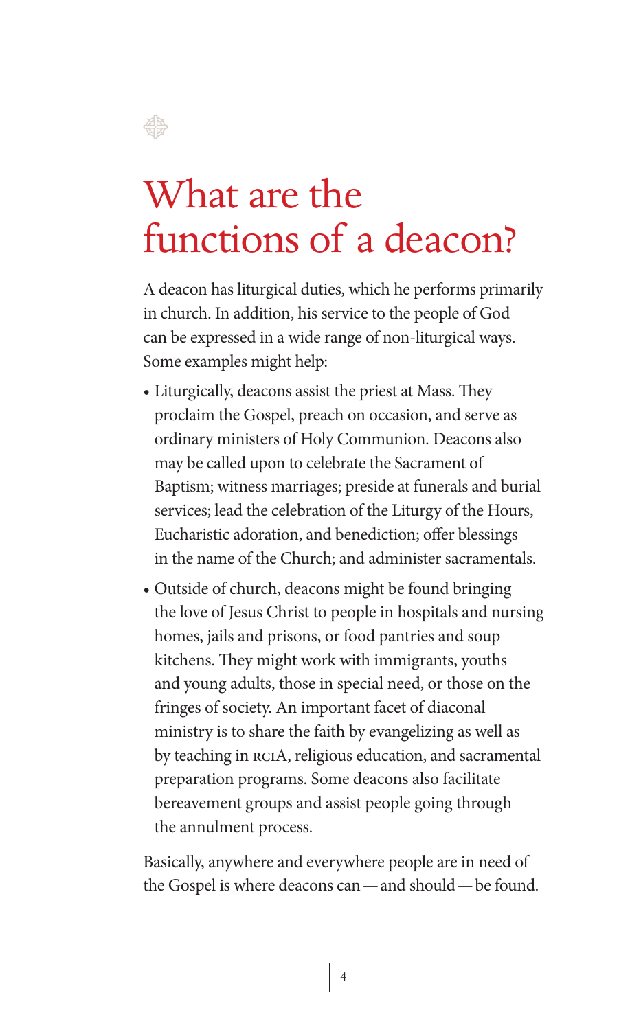# What are the functions of a deacon?

A deacon has liturgical duties, which he performs primarily in church. In addition, his service to the people of God can be expressed in a wide range of non-liturgical ways. Some examples might help:

- Liturgically, deacons assist the priest at Mass. They proclaim the Gospel, preach on occasion, and serve as ordinary ministers of Holy Communion. Deacons also may be called upon to celebrate the Sacrament of Baptism; witness marriages; preside at funerals and burial services; lead the celebration of the Liturgy of the Hours, Eucharistic adoration, and benediction; offer blessings in the name of the Church; and administer sacramentals.
- Outside of church, deacons might be found bringing the love of Jesus Christ to people in hospitals and nursing homes, jails and prisons, or food pantries and soup kitchens. They might work with immigrants, youths and young adults, those in special need, or those on the fringes of society. An important facet of diaconal ministry is to share the faith by evangelizing as well as by teaching in RCIA, religious education, and sacramental preparation programs. Some deacons also facilitate bereavement groups and assist people going through the annulment process.

Basically, anywhere and everywhere people are in need of the Gospel is where deacons can — and should — be found.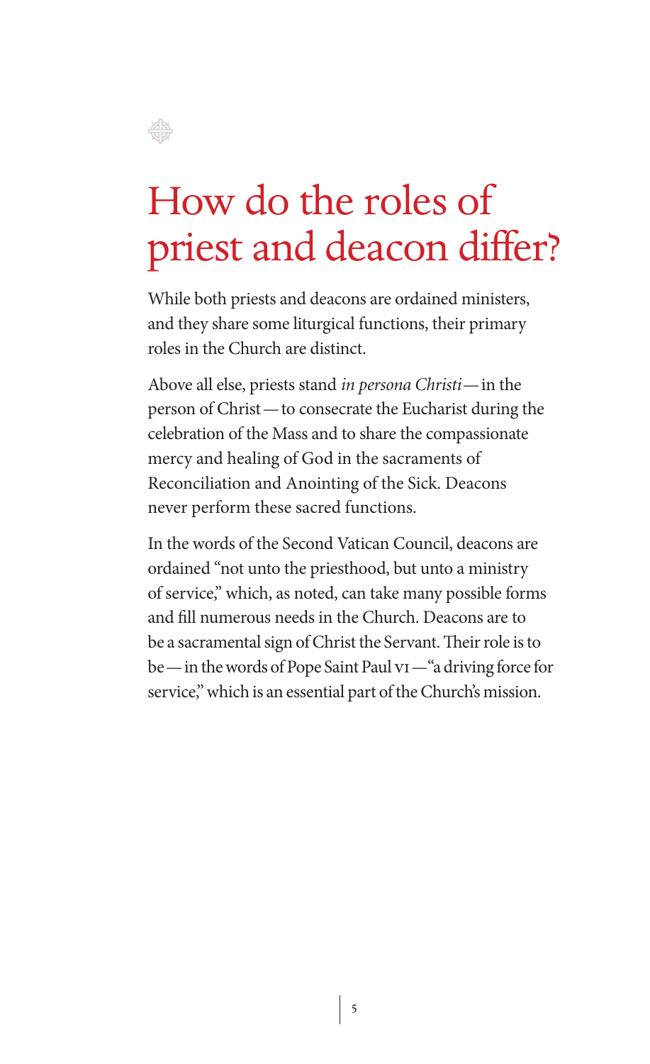# How do the roles of priest and deacon differ?

While both priests and deacons are ordained ministers, and they share some liturgical functions, their primary roles in the Church are distinct.

Above all else, priests stand *in persona Christi*— in the person of Christ — to consecrate the Eucharist during the celebration of the Mass and to share the compassionate mercy and healing of God in the sacraments of Reconciliation and Anointing of the Sick. Deacons never perform these sacred functions.

In the words of the Second Vatican Council, deacons are ordained "not unto the priesthood, but unto a ministry of service," which, as noted, can take many possible forms and fill numerous needs in the Church. Deacons are to be a sacramental sign of Christ the Servant. Their role is to be — in the words of Pope Saint Paul VI — "a driving force for service," which is an essential part of the Church's mission.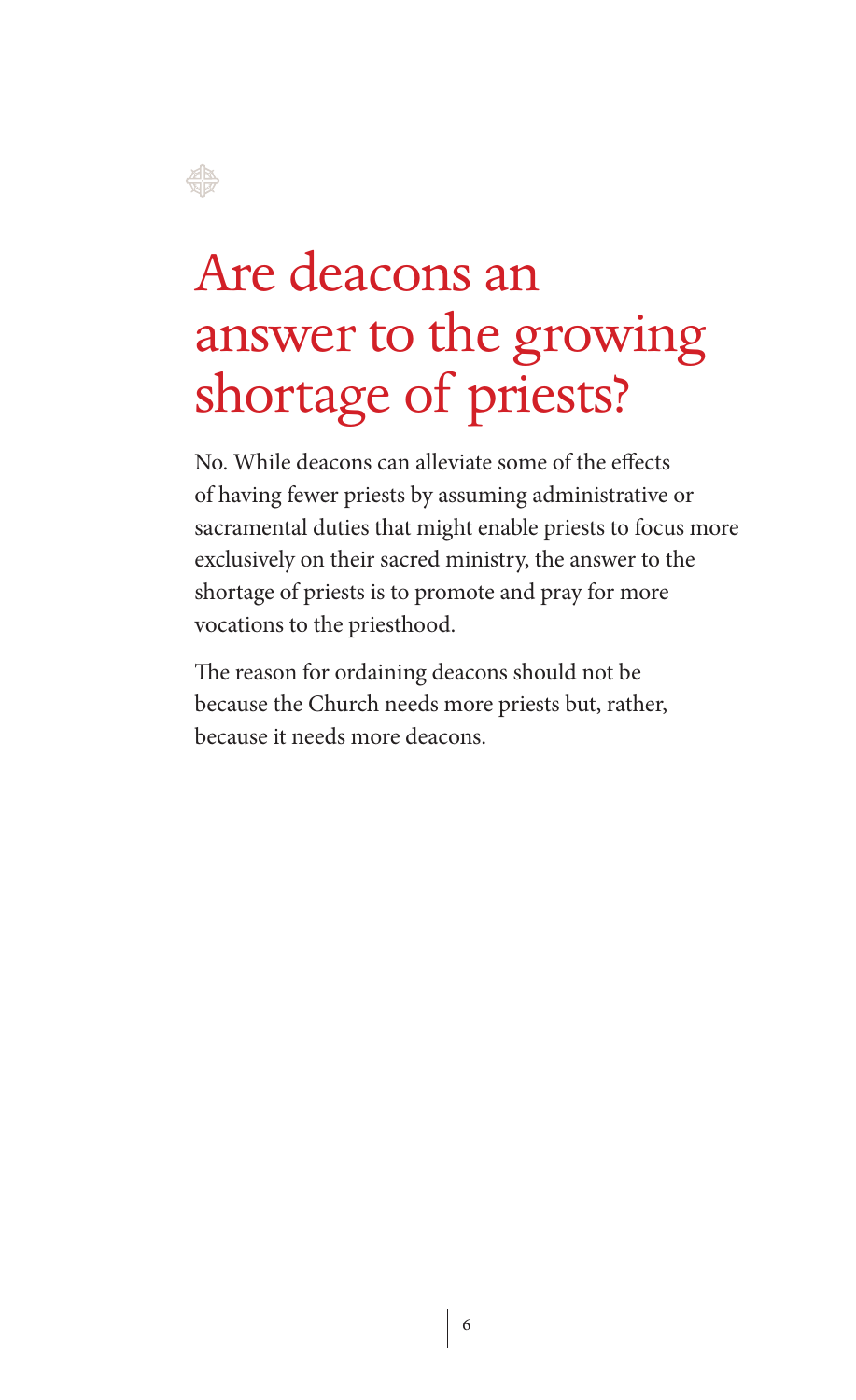# Are deacons an answer to the growing shortage of priests?

No. While deacons can alleviate some of the effects of having fewer priests by assuming administrative or sacramental duties that might enable priests to focus more exclusively on their sacred ministry, the answer to the shortage of priests is to promote and pray for more vocations to the priesthood.

The reason for ordaining deacons should not be because the Church needs more priests but, rather, because it needs more deacons.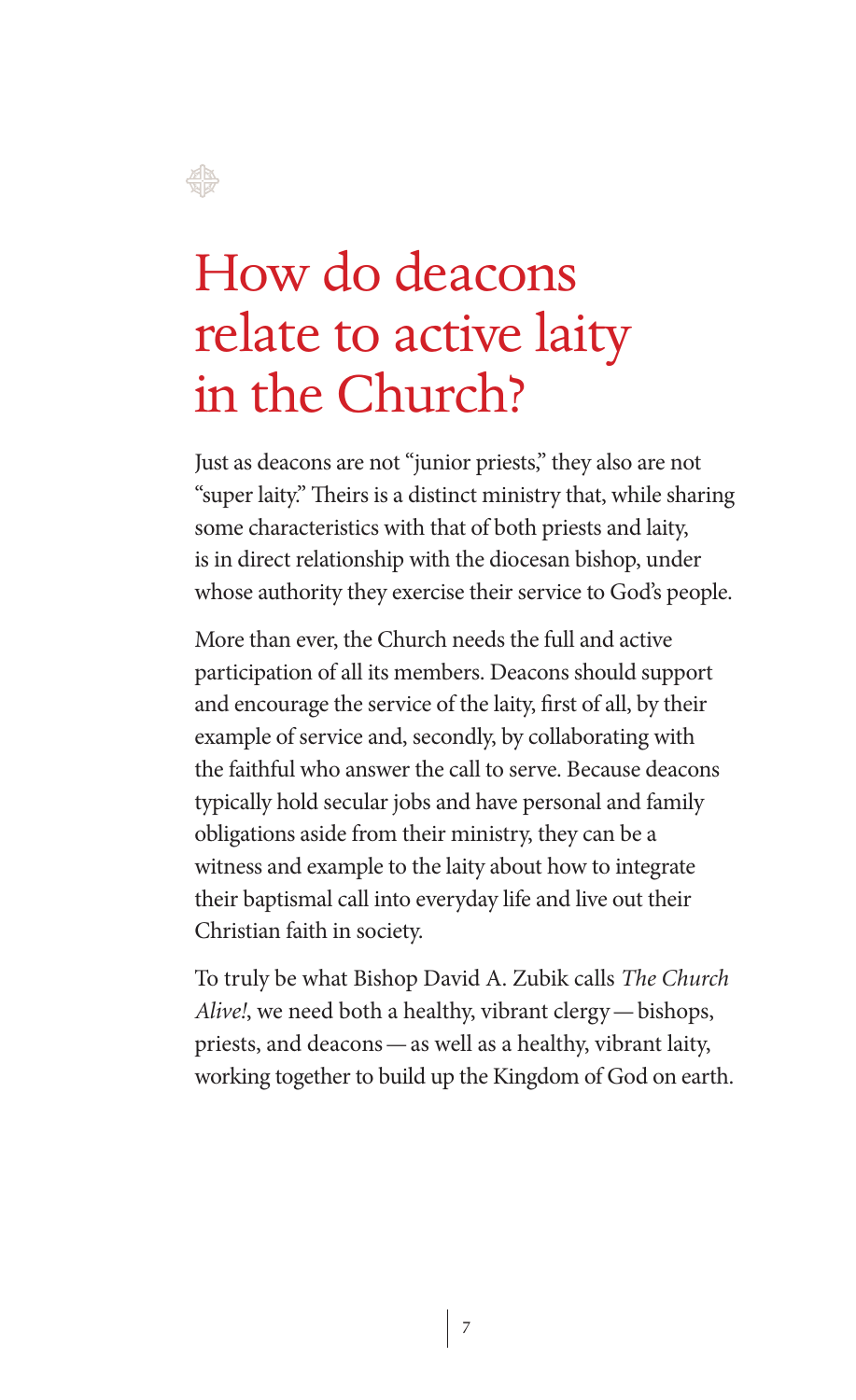# How do deacons relate to active laity in the Church?

Just as deacons are not "junior priests," they also are not "super laity." Theirs is a distinct ministry that, while sharing some characteristics with that of both priests and laity, is in direct relationship with the diocesan bishop, under whose authority they exercise their service to God's people.

More than ever, the Church needs the full and active participation of all its members. Deacons should support and encourage the service of the laity, first of all, by their example of service and, secondly, by collaborating with the faithful who answer the call to serve. Because deacons typically hold secular jobs and have personal and family obligations aside from their ministry, they can be a witness and example to the laity about how to integrate their baptismal call into everyday life and live out their Christian faith in society.

To truly be what Bishop David A. Zubik calls *The Church Alive!*, we need both a healthy, vibrant clergy — bishops, priests, and deacons — as well as a healthy, vibrant laity, working together to build up the Kingdom of God on earth.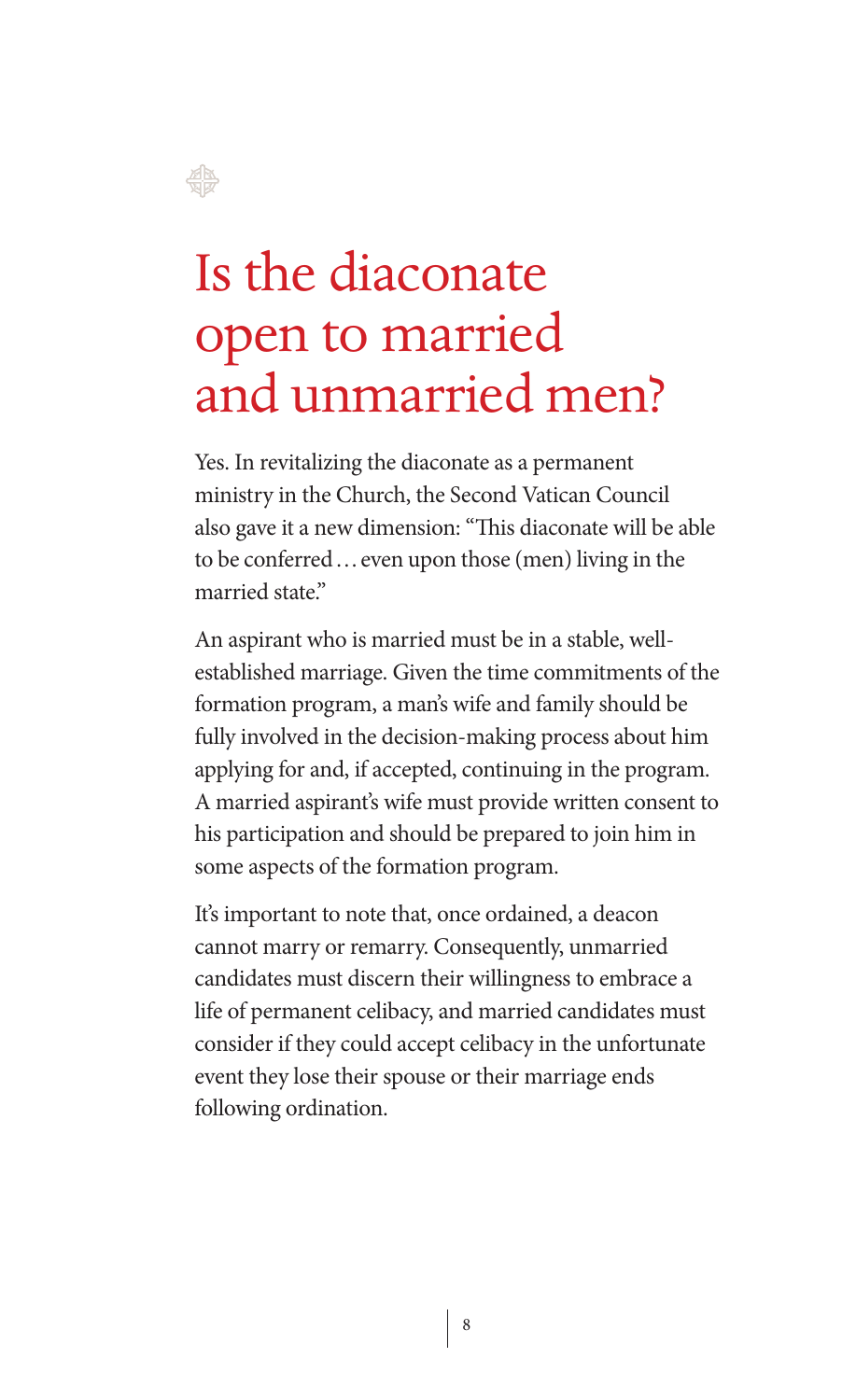# Is the diaconate open to married and unmarried men?

Yes. In revitalizing the diaconate as a permanent ministry in the Church, the Second Vatican Council also gave it a new dimension: "This diaconate will be able to be conferred … even upon those (men) living in the married state."

An aspirant who is married must be in a stable, well-established marriage. Given the time commitments of the formation program, a man's wife and family should be fully involved in the decision-making process about him applying for and, if accepted, continuing in the program. A married aspirant's wife must provide written consent to his participation and should be prepared to join him in some aspects of the formation program.

It's important to note that, once ordained, a deacon cannot marry or remarry. Consequently, unmarried candidates must discern their willingness to embrace a life of permanent celibacy, and married candidates must consider if they could accept celibacy in the unfortunate event they lose their spouse or their marriage ends following ordination.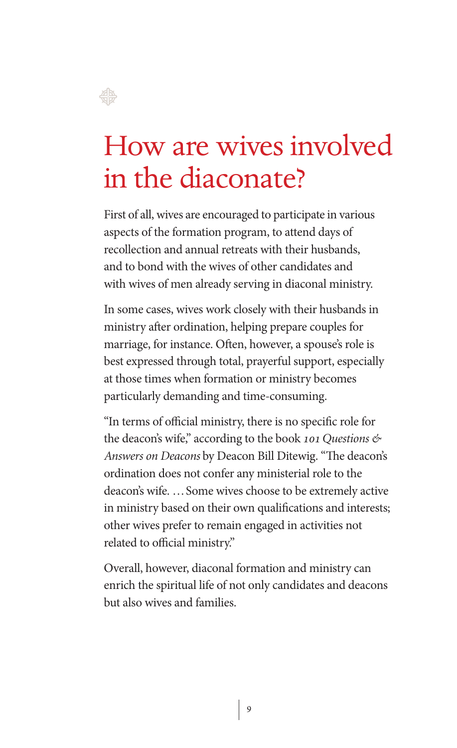# How are wives involved in the diaconate?

First of all, wives are encouraged to participate in various aspects of the formation program, to attend days of recollection and annual retreats with their husbands, and to bond with the wives of other candidates and with wives of men already serving in diaconal ministry.

In some cases, wives work closely with their husbands in ministry after ordination, helping prepare couples for marriage, for instance. Often, however, a spouse's role is best expressed through total, prayerful support, especially at those times when formation or ministry becomes particularly demanding and time-consuming.

"In terms of official ministry, there is no specific role for the deacon's wife," according to the book *101 Questions & Answers on Deacons* by Deacon Bill Ditewig. "The deacon's ordination does not confer any ministerial role to the deacon's wife. … Some wives choose to be extremely active in ministry based on their own qualifications and interests; other wives prefer to remain engaged in activities not related to official ministry."

Overall, however, diaconal formation and ministry can enrich the spiritual life of not only candidates and deacons but also wives and families.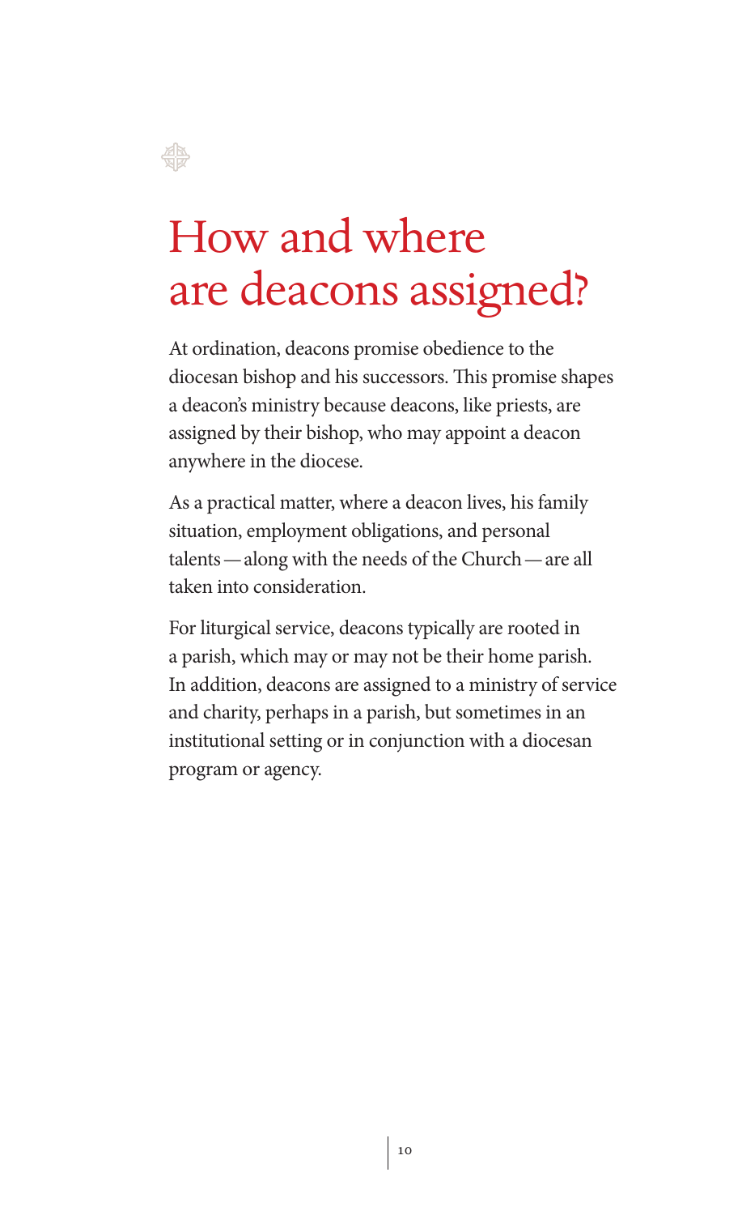# How and where are deacons assigned?

At ordination, deacons promise obedience to the diocesan bishop and his successors. This promise shapes a deacon's ministry because deacons, like priests, are assigned by their bishop, who may appoint a deacon anywhere in the diocese.

As a practical matter, where a deacon lives, his family situation, employment obligations, and personal talents — along with the needs of the Church — are all taken into consideration.

For liturgical service, deacons typically are rooted in a parish, which may or may not be their home parish. In addition, deacons are assigned to a ministry of service and charity, perhaps in a parish, but sometimes in an institutional setting or in conjunction with a diocesan program or agency.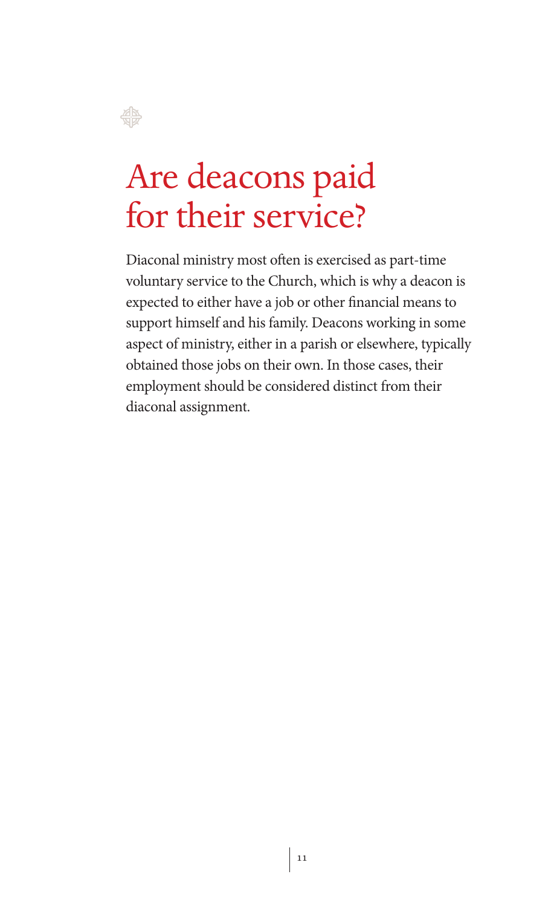# Are deacons paid for their service?

Diaconal ministry most often is exercised as part-time voluntary service to the Church, which is why a deacon is expected to either have a job or other financial means to support himself and his family. Deacons working in some aspect of ministry, either in a parish or elsewhere, typically obtained those jobs on their own. In those cases, their employment should be considered distinct from their diaconal assignment.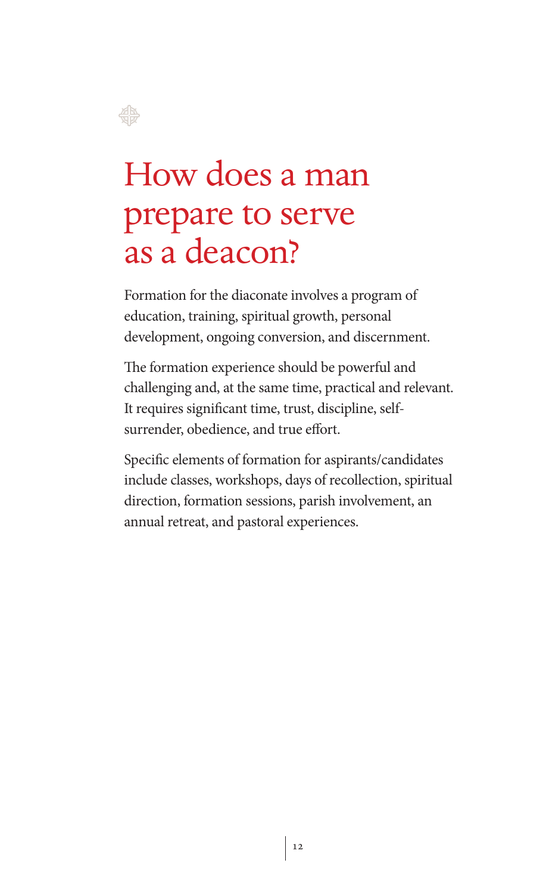# How does a man prepare to serve as a deacon?

Formation for the diaconate involves a program of education, training, spiritual growth, personal development, ongoing conversion, and discernment.

The formation experience should be powerful and challenging and, at the same time, practical and relevant. It requires significant time, trust, discipline, self-surrender, obedience, and true effort.

Specific elements of formation for aspirants/candidates include classes, workshops, days of recollection, spiritual direction, formation sessions, parish involvement, an annual retreat, and pastoral experiences.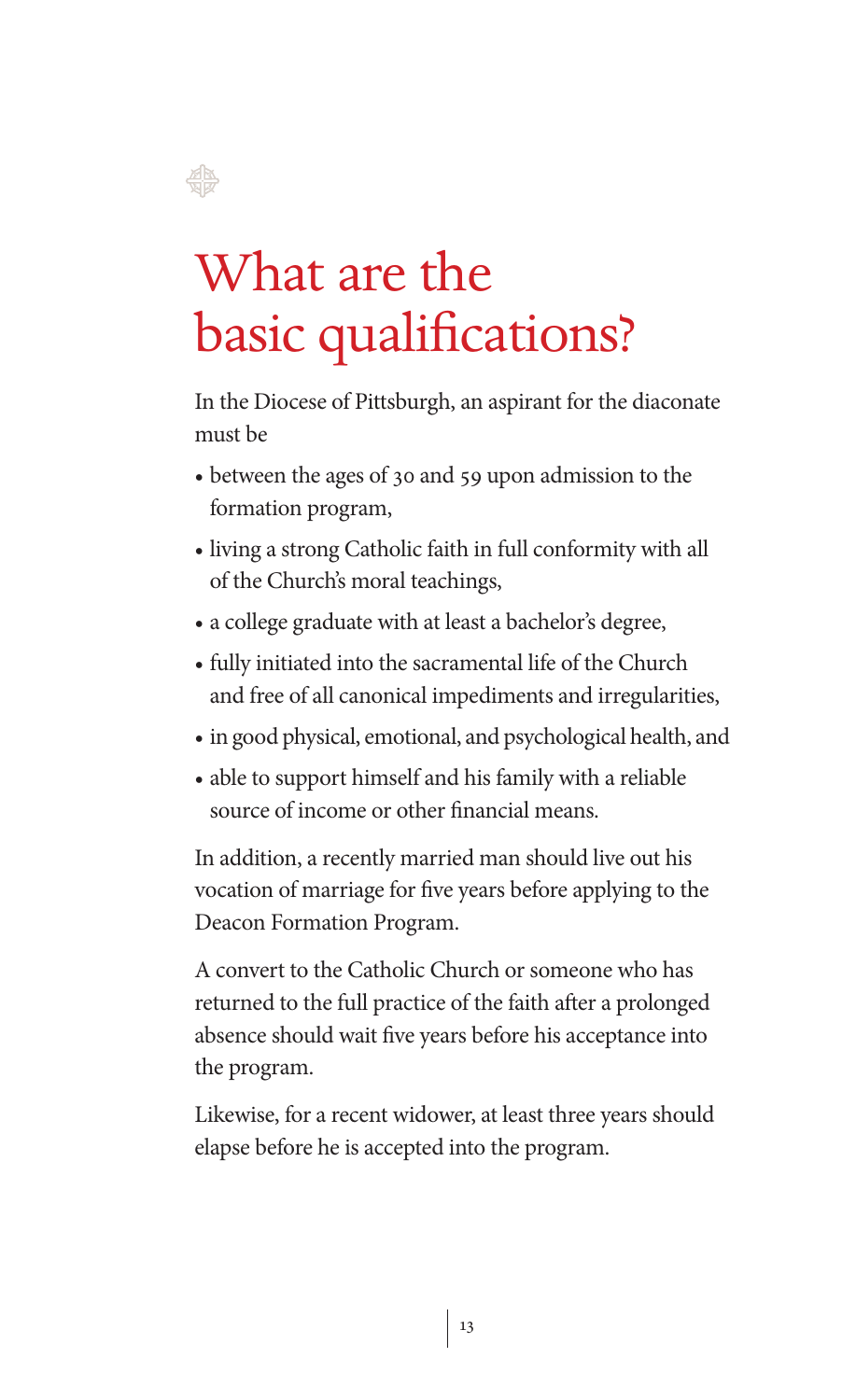# What are the basic qualifications?

In the Diocese of Pittsburgh, an aspirant for the diaconate must be

- between the ages of 30 and 59 upon admission to the formation program,
- living a strong Catholic faith in full conformity with all of the Church's moral teachings,
- a college graduate with at least a bachelor's degree,
- fully initiated into the sacramental life of the Church and free of all canonical impediments and irregularities,
- in good physical, emotional, and psychological health, and
- able to support himself and his family with a reliable source of income or other financial means.

In addition, a recently married man should live out his vocation of marriage for five years before applying to the Deacon Formation Program.

A convert to the Catholic Church or someone who has returned to the full practice of the faith after a prolonged absence should wait five years before his acceptance into the program.

Likewise, for a recent widower, at least three years should elapse before he is accepted into the program.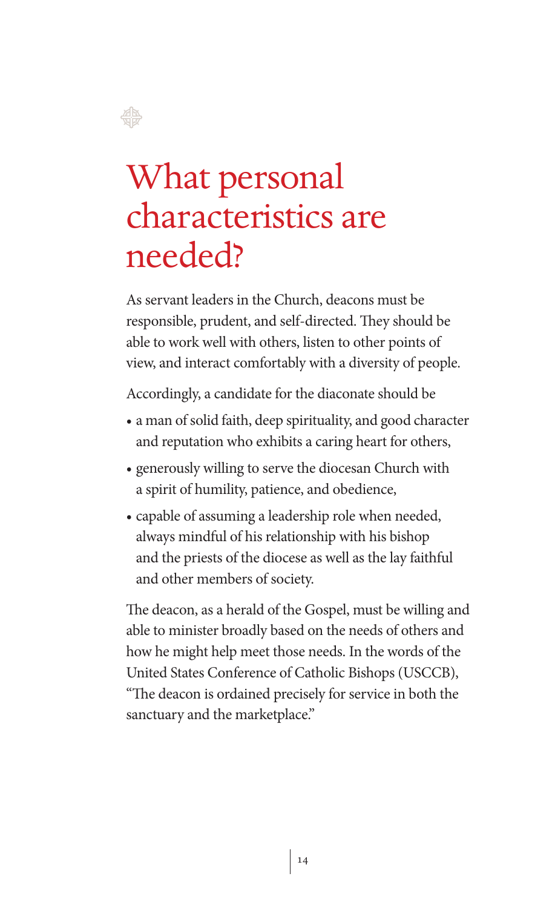# What personal characteristics are needed?

As servant leaders in the Church, deacons must be responsible, prudent, and self-directed. They should be able to work well with others, listen to other points of view, and interact comfortably with a diversity of people.

Accordingly, a candidate for the diaconate should be

- a man of solid faith, deep spirituality, and good character and reputation who exhibits a caring heart for others,
- generously willing to serve the diocesan Church with a spirit of humility, patience, and obedience,
- capable of assuming a leadership role when needed, always mindful of his relationship with his bishop and the priests of the diocese as well as the lay faithful and other members of society.

The deacon, as a herald of the Gospel, must be willing and able to minister broadly based on the needs of others and how he might help meet those needs. In the words of the United States Conference of Catholic Bishops (USCCB), "The deacon is ordained precisely for service in both the sanctuary and the marketplace."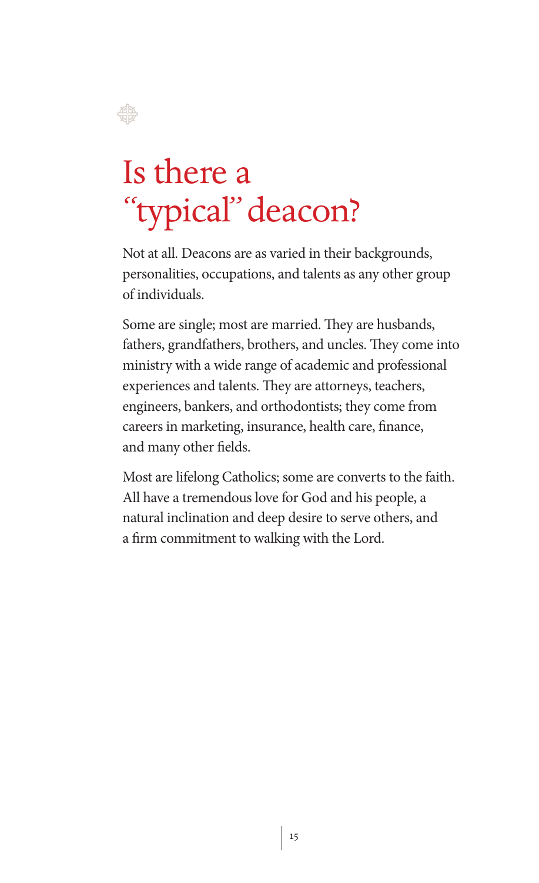# Is there a "typical" deacon?

Not at all. Deacons are as varied in their backgrounds, personalities, occupations, and talents as any other group of individuals.

Some are single; most are married. They are husbands, fathers, grandfathers, brothers, and uncles. They come into ministry with a wide range of academic and professional experiences and talents. They are attorneys, teachers, engineers, bankers, and orthodontists; they come from careers in marketing, insurance, health care, finance, and many other fields.

Most are lifelong Catholics; some are converts to the faith. All have a tremendous love for God and his people, a natural inclination and deep desire to serve others, and a firm commitment to walking with the Lord.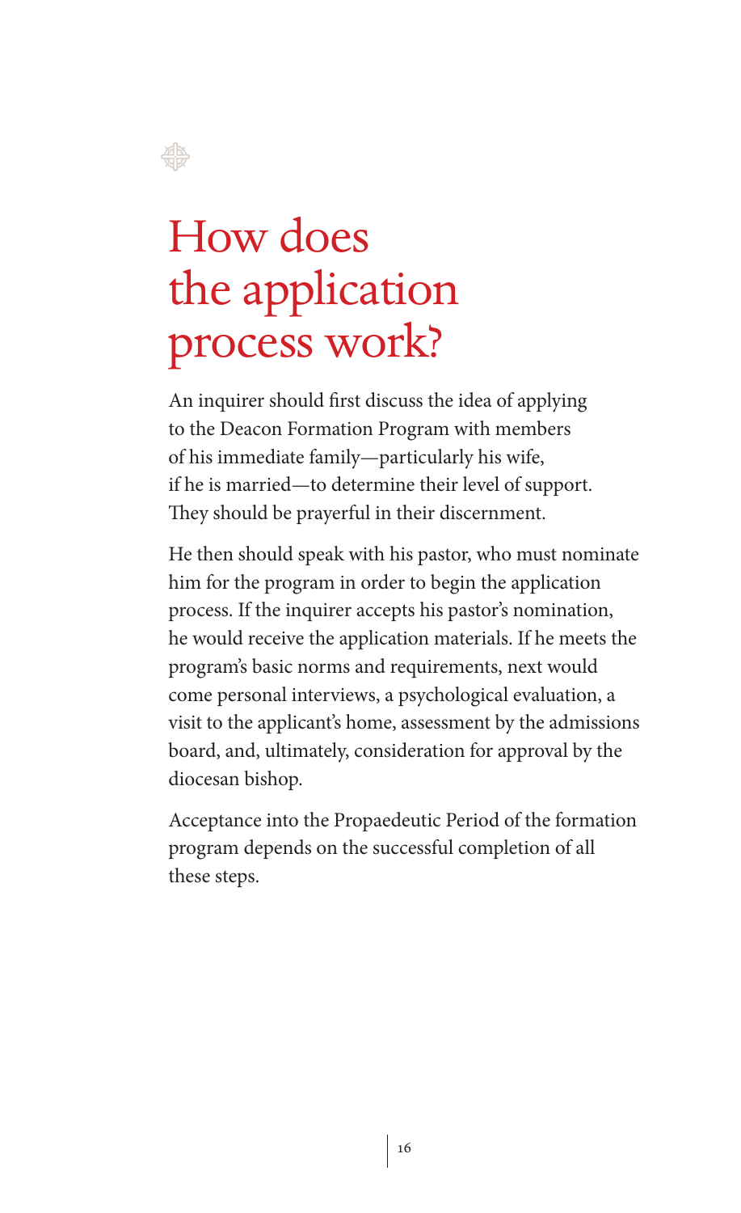# How does the application process work?

An inquirer should first discuss the idea of applying to the Deacon Formation Program with members of his immediate family—particularly his wife, if he is married—to determine their level of support. They should be prayerful in their discernment.

He then should speak with his pastor, who must nominate him for the program in order to begin the application process. If the inquirer accepts his pastor's nomination, he would receive the application materials. If he meets the program's basic norms and requirements, next would come personal interviews, a psychological evaluation, a visit to the applicant's home, assessment by the admissions board, and, ultimately, consideration for approval by the diocesan bishop.

Acceptance into the Propaedeutic Period of the formation program depends on the successful completion of all these steps.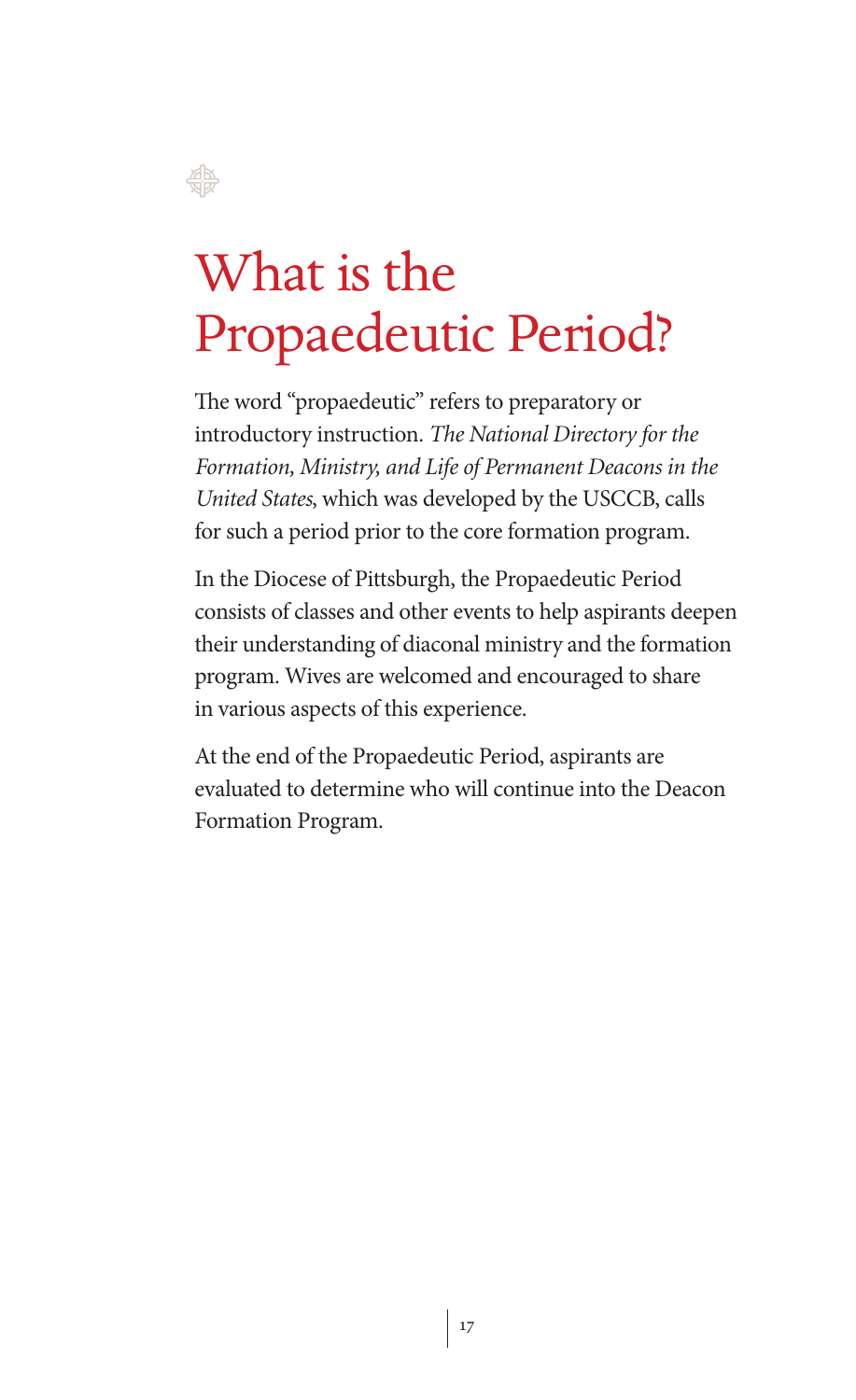# What is the Propaedeutic Period?

The word "propaedeutic" refers to preparatory or introductory instruction. *The National Directory for the Formation, Ministry, and Life of Permanent Deacons in the United States*, which was developed by the USCCB, calls for such a period prior to the core formation program.

In the Diocese of Pittsburgh, the Propaedeutic Period consists of classes and other events to help aspirants deepen their understanding of diaconal ministry and the formation program. Wives are welcomed and encouraged to share in various aspects of this experience.

At the end of the Propaedeutic Period, aspirants are evaluated to determine who will continue into the Deacon Formation Program.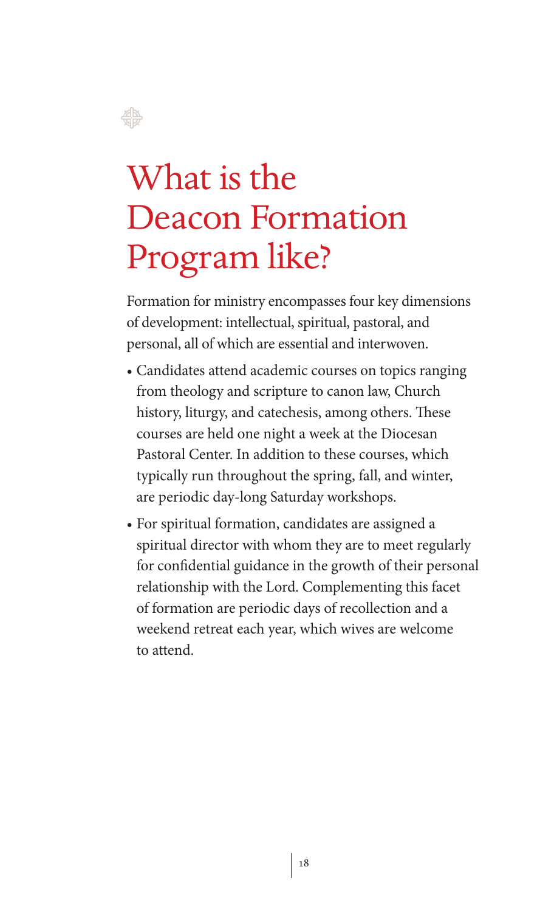# What is the Deacon Formation Program like?

Formation for ministry encompasses four key dimensions of development: intellectual, spiritual, pastoral, and personal, all of which are essential and interwoven.

- Candidates attend academic courses on topics ranging from theology and scripture to canon law, Church history, liturgy, and catechesis, among others. These courses are held one night a week at the Diocesan Pastoral Center. In addition to these courses, which typically run throughout the spring, fall, and winter, are periodic day-long Saturday workshops.
- For spiritual formation, candidates are assigned a spiritual director with whom they are to meet regularly for confidential guidance in the growth of their personal relationship with the Lord. Complementing this facet of formation are periodic days of recollection and a weekend retreat each year, which wives are welcome to attend.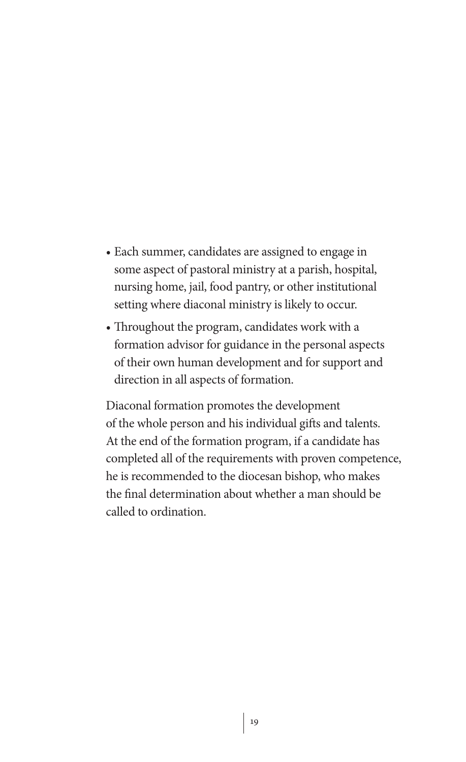- Each summer, candidates are assigned to engage in some aspect of pastoral ministry at a parish, hospital, nursing home, jail, food pantry, or other institutional setting where diaconal ministry is likely to occur.
- Throughout the program, candidates work with a formation advisor for guidance in the personal aspects of their own human development and for support and direction in all aspects of formation.

Diaconal formation promotes the development of the whole person and his individual gifts and talents. At the end of the formation program, if a candidate has completed all of the requirements with proven competence, he is recommended to the diocesan bishop, who makes the final determination about whether a man should be called to ordination.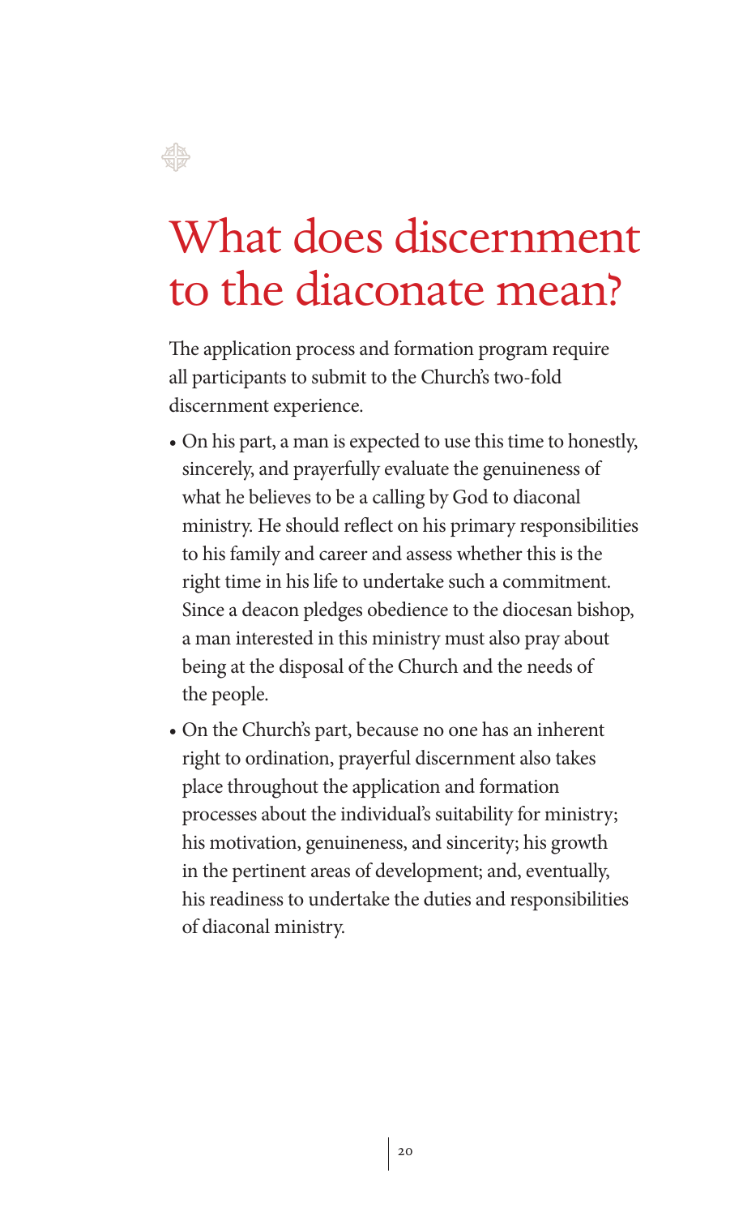# What does discernment to the diaconate mean?

The application process and formation program require all participants to submit to the Church's two-fold discernment experience.

- On his part, a man is expected to use this time to honestly, sincerely, and prayerfully evaluate the genuineness of what he believes to be a calling by God to diaconal ministry. He should reflect on his primary responsibilities to his family and career and assess whether this is the right time in his life to undertake such a commitment. Since a deacon pledges obedience to the diocesan bishop, a man interested in this ministry must also pray about being at the disposal of the Church and the needs of the people.
- On the Church's part, because no one has an inherent right to ordination, prayerful discernment also takes place throughout the application and formation processes about the individual's suitability for ministry; his motivation, genuineness, and sincerity; his growth in the pertinent areas of development; and, eventually, his readiness to undertake the duties and responsibilities of diaconal ministry.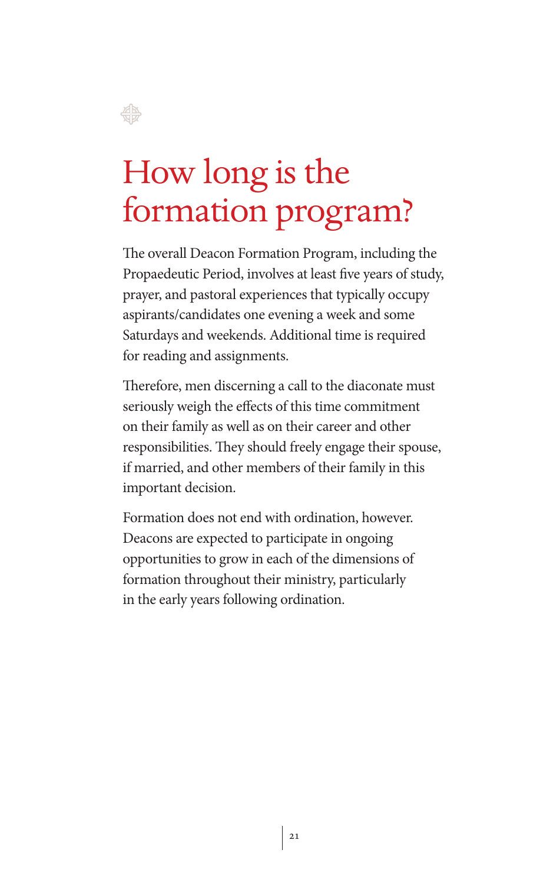# How long is the formation program?

The overall Deacon Formation Program, including the Propaedeutic Period, involves at least five years of study, prayer, and pastoral experiences that typically occupy aspirants/candidates one evening a week and some Saturdays and weekends. Additional time is required for reading and assignments.

Therefore, men discerning a call to the diaconate must seriously weigh the effects of this time commitment on their family as well as on their career and other responsibilities. They should freely engage their spouse, if married, and other members of their family in this important decision.

Formation does not end with ordination, however. Deacons are expected to participate in ongoing opportunities to grow in each of the dimensions of formation throughout their ministry, particularly in the early years following ordination.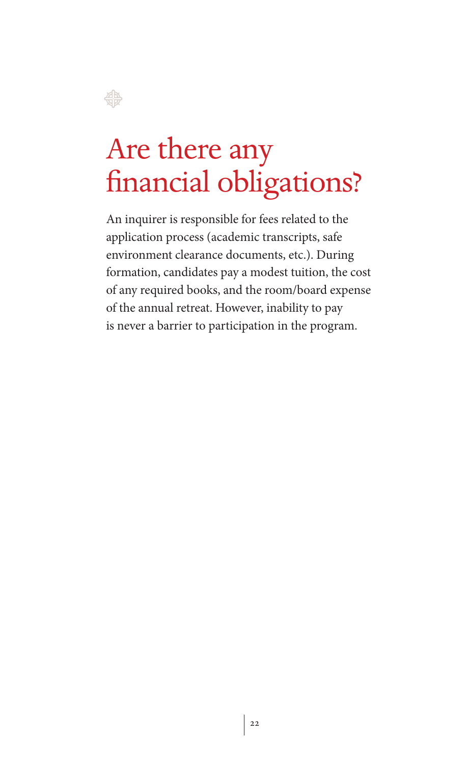# Are there any financial obligations?

An inquirer is responsible for fees related to the application process (academic transcripts, safe environment clearance documents, etc.). During formation, candidates pay a modest tuition, the cost of any required books, and the room/board expense of the annual retreat. However, inability to pay is never a barrier to participation in the program.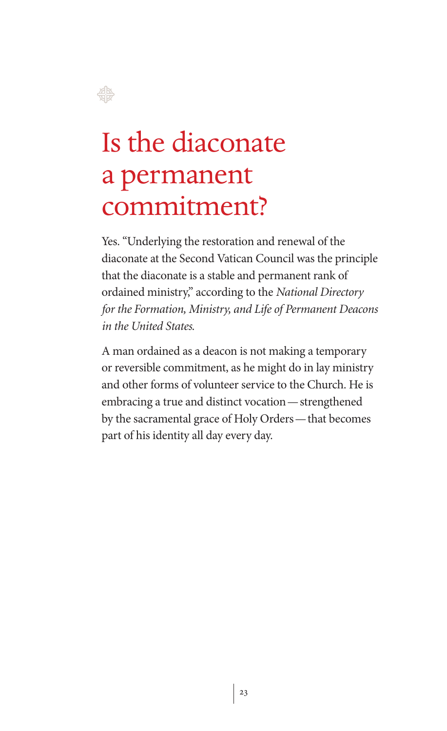# Is the diaconate a permanent commitment?

Yes. "Underlying the restoration and renewal of the diaconate at the Second Vatican Council was the principle that the diaconate is a stable and permanent rank of ordained ministry," according to the *National Directory for the Formation, Ministry, and Life of Permanent Deacons in the United States*.

A man ordained as a deacon is not making a temporary or reversible commitment, as he might do in lay ministry and other forms of volunteer service to the Church. He is embracing a true and distinct vocation — strengthened by the sacramental grace of Holy Orders — that becomes part of his identity all day every day.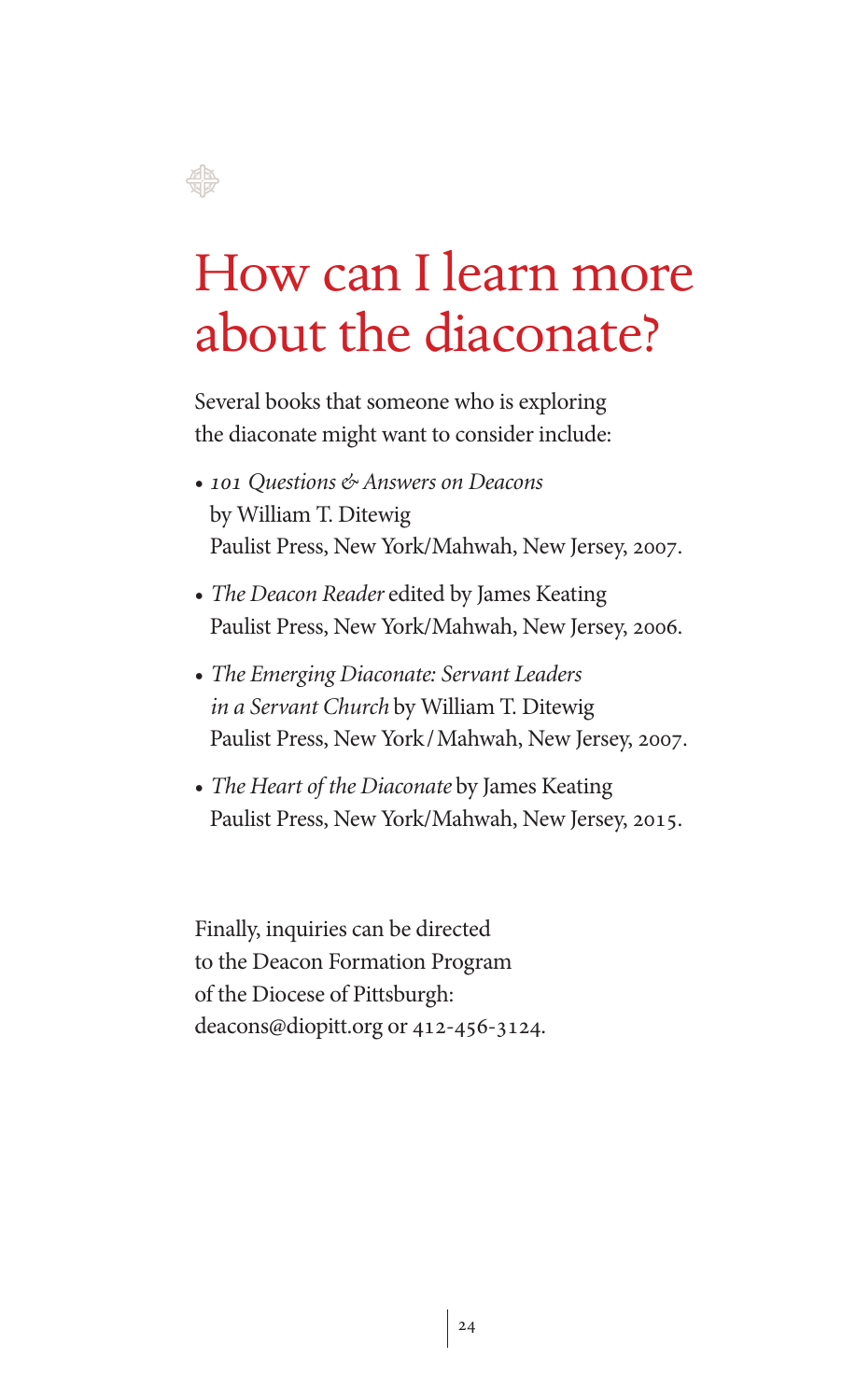# How can I learn more about the diaconate?

Several books that someone who is exploring the diaconate might want to consider include:

- *101 Questions & Answers on Deacons* by William T. Ditewig
  Paulist Press, New York/Mahwah, New Jersey, 2007.
- *The Deacon Reader* edited by James Keating
  Paulist Press, New York/Mahwah, New Jersey, 2006.
- *The Emerging Diaconate: Servant Leaders in a Servant Church* by William T. Ditewig
  Paulist Press, New York / Mahwah, New Jersey, 2007.
- *The Heart of the Diaconate* by James Keating
  Paulist Press, New York/Mahwah, New Jersey, 2015.

Finally, inquiries can be directed to the Deacon Formation Program of the Diocese of Pittsburgh: deacons@diopitt.org or 412-456-3124.